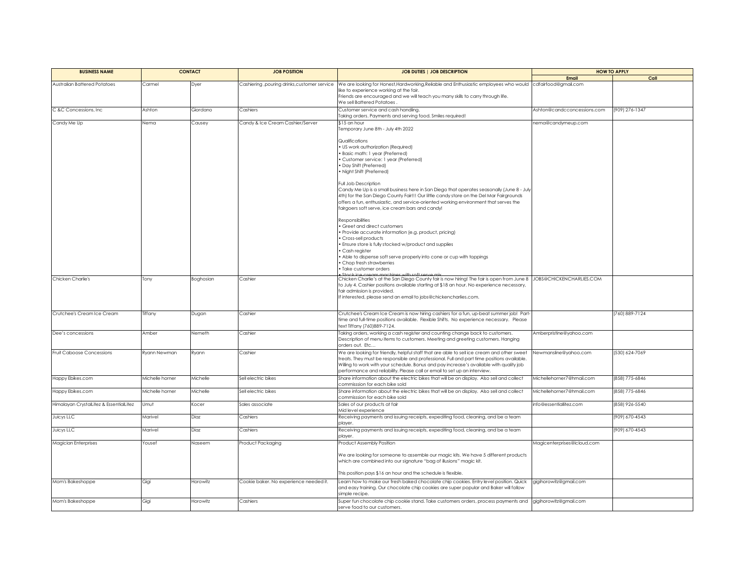| BUSINESS NAME | CONTACT | | JOB POSITION | JOB DUTIES \| JOB DESCRIPTION | HOW TO APPLY | |
|---|---|---|---|---|---|---|
| | | | | | Email | Call |
| Australian Battered Potatoes | Carmel | Dyer | Cashiering ,pouring drinks,customer service | We are looking for Honest,Hardworking,Reliable and Enthusiastic employees who would like to experience working at the fair.<br>Friends are encouraged and we will teach you many skills to carry through life.<br>We sell Battered Potatoes . | cdfairfood@gmail.com | |
| C &C Concessions, Inc | Ashton | Giordano | Cashiers | Customer service and cash handling.<br>Taking orders. Payments and serving food. Smiles required! | Ashton@candcconcessions.com | (909) 276-1347 |
| Candy Me Up | Nema | Causey | Candy & Ice Cream Cashier/Server | $15 an hour<br>Temporary June 8th - July 4th 2022<br><br>Qualifications<br>• US work authorization (Required)<br>• Basic math: 1 year (Preferred)<br>• Customer service: 1 year (Preferred)<br>• Day Shift (Preferred)<br>• Night Shift (Preferred)<br><br>Full Job Description<br>Candy Me Up is a small business here in San Diego that operates seasonally (June 8 - July 4th) for the San Diego County Fair!!! Our little candy store on the Del Mar Fairgrounds offers a fun, enthusiastic, and service-oriented working environment that serves the fairgoers soft serve, ice cream bars and candy!<br><br>Responsibilities<br>• Greet and direct customers<br>• Provide accurate information (e.g. product, pricing)<br>• Cross-sell products<br>• Ensure store is fully stocked w/product and supplies<br>• Cash register<br>• Able to dispense soft serve properly into cone or cup with toppings<br>• Chop fresh strawberries<br>• Take customer orders<br>• Stock ice cream machines with soft serve mix | nema@candymeup.com | |
| Chicken Charlie's | Tony | Boghosian | Cashier | Chicken Charlie's at the San Diego County fair is now hiring! The fair is open from June 8 to July 4. Cashier positions available starting at $18 an hour. No experience necessary, fair admission is provided.<br>If interested, please send an email to jobs@chickencharlies.com. | JOBS@CHICKENCHARLIES.COM | |
| Crutchee's Cream Ice Cream | Tiffany | Dugan | Cashier | Crutchee's Cream Ice Cream is now hiring cashiers for a fun, up-beat summer job! Part-time and full-time positions available. Flexible Shifts. No experience necessary. Please text Tiffany (760)889-7124. | | (760) 889-7124 |
| Dee's concessions | Amber | Nemeth | Cashier | Taking orders, working a cash register and counting change back to customers. Description of menu items to customers. Meeting and greeting customers. Hanging orders out. Etc… | Amberpristine@yahoo.com | |
| Fruit Caboose Concessions | Ryann Newman | Ryann | Cashier | We are looking for friendly, helpful staff that are able to sell ice cream and other sweet treats. They must be responsible and professional. Full and part time positions available. Willing to work with your schedule. Bonus and pay increase's available with quality job performance and reliability. Please call or email to set up an interview. | Newmansline@yahoo.com | (530) 624-7069 |
| Happy Ebikes.com | Michelle horner | Michelle | Sell electric bikes | Share information about the electric bikes that will be on display. Also sell and collect commisssion for each bike sold | Michellehorner7@hmail.com | (858) 775-6846 |
| Happy Ebikes.com | Michelle horner | Michelle | Sell electric bikes | Share information about the electric bikes that will be on display. Also sell and collect commisssion for each bike sold | Michellehorner7@hmail.com | (858) 775-6846 |
| Himalayan CrystalLitez & EssentialLitez | Umut | Kocer | Sales associate | Sales of our products at fair<br>Mid level experience | info@essentiallitez.com | (858) 926-5540 |
| Juicys LLC | Marivel | Diaz | Cashiers | Receiving payments and issuing receipts, expediting food, cleaning, and be a team player. | | (909) 670-4543 |
| Juicys LLC | Marivel | Diaz | Cashiers | Receiving payments and issuing receipts, expediting food, cleaning, and be a team player. | | (909) 670-4543 |
| Magician Enterprises | Yousef | Naseem | Product Packaging | Product Assembly Position<br><br>We are looking for someone to assemble our magic kits. We have 5 different products which are combined into our signature "bag of illusions" magic kit.<br><br>This position pays $16 an hour and the schedule is flexible. | Magicenterprises@icloud.com | |
| Mom's Bakeshoppe | Gigi | Horowitz | Cookie baker. No experience needed it. | Learn how to make our fresh baked chocolate chip cookies. Entry level position. Quick and easy training. Our chocolate chip cookies are super popular and Baker will follow simple recipe. | gigihorowitz@gmail.com | |
| Mom's Bakeshoppe | Gigi | Horowitz | Cashiers | Super fun chocolate chip cookie stand. Take customers orders, process payments and serve food to our customers. | gigihorowitz@gmail.com | |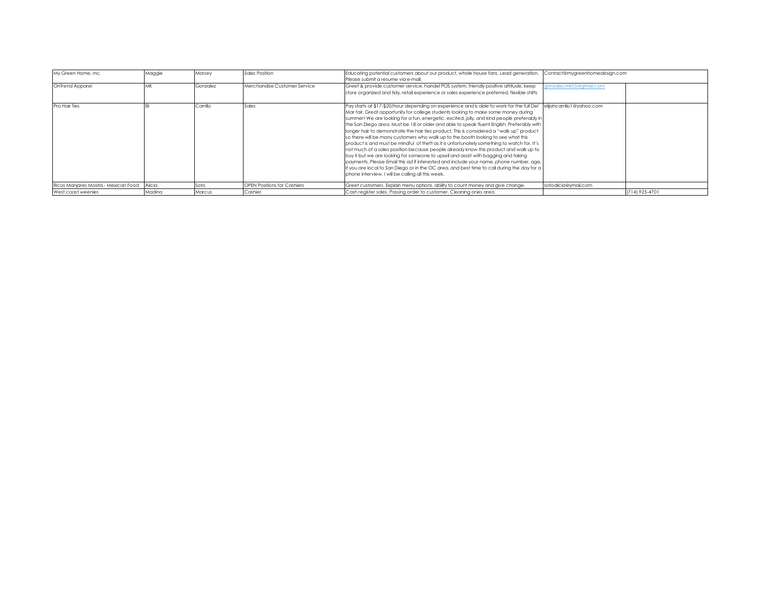| | | | | | | |
|---|---|---|---|---|---|---|
| My Green Home, Inc. | Maggie | Morsey | Sales Position | Educating potential customers about our product, whole house fans. Lead generation. Please submit a resume via e-mail. | Contact@mygreenhomedesign.com | |
| OnTrend Apparel | MK | Gonzalez | Merchandise Customer Service | Greet & provide customer service, handel POS system, friendly positive attitude, keep store organized and tidy, retail experience or sales experience preferred, flexible shifts | gonzalez.mk05@gmail.com | |
| Pro Hair Ties | Eli | Carrillo | Sales | Pay starts at $17-$20/hour depending on experience and is able to work for the full Del Mar fair. Great opportunity for college students looking to make some money during summer! We are looking for a fun, energetic, excited, jolly, and kind people preferably in the San Diego area. Must be 18 or older and able to speak fluent English. Preferably with longer hair to demonstrate the hair ties product. This is considered a "walk up" product so there will be many customers who walk up to the booth looking to see what this product is and must be mindful of theft as it is unfortunately something to watch for. It's not much of a sales position because people already know this product and walk up to buy it but we are looking for someone to upsell and assist with bagging and taking payments. Please Email this ad if interested and include your name, phone number, age, if you are local to San Diego or in the OC area, and best time to call during the day for a phone interview. I will be calling all this week. | elijahcarrillo1@yahoo.com | |
| Ricos Manjares Mosita - Mexican Food | Alicia | Soto | OPEN Positions for Cashiers | Greet customers. Explain menu options, ability to count money and give change. | sotoalicia@ymail.com | |
| West coast weenies | Madina | Marcus | Cashier | Cash register sales. Passing order to customer. Cleaning ones area. | | (714) 925-4701 |